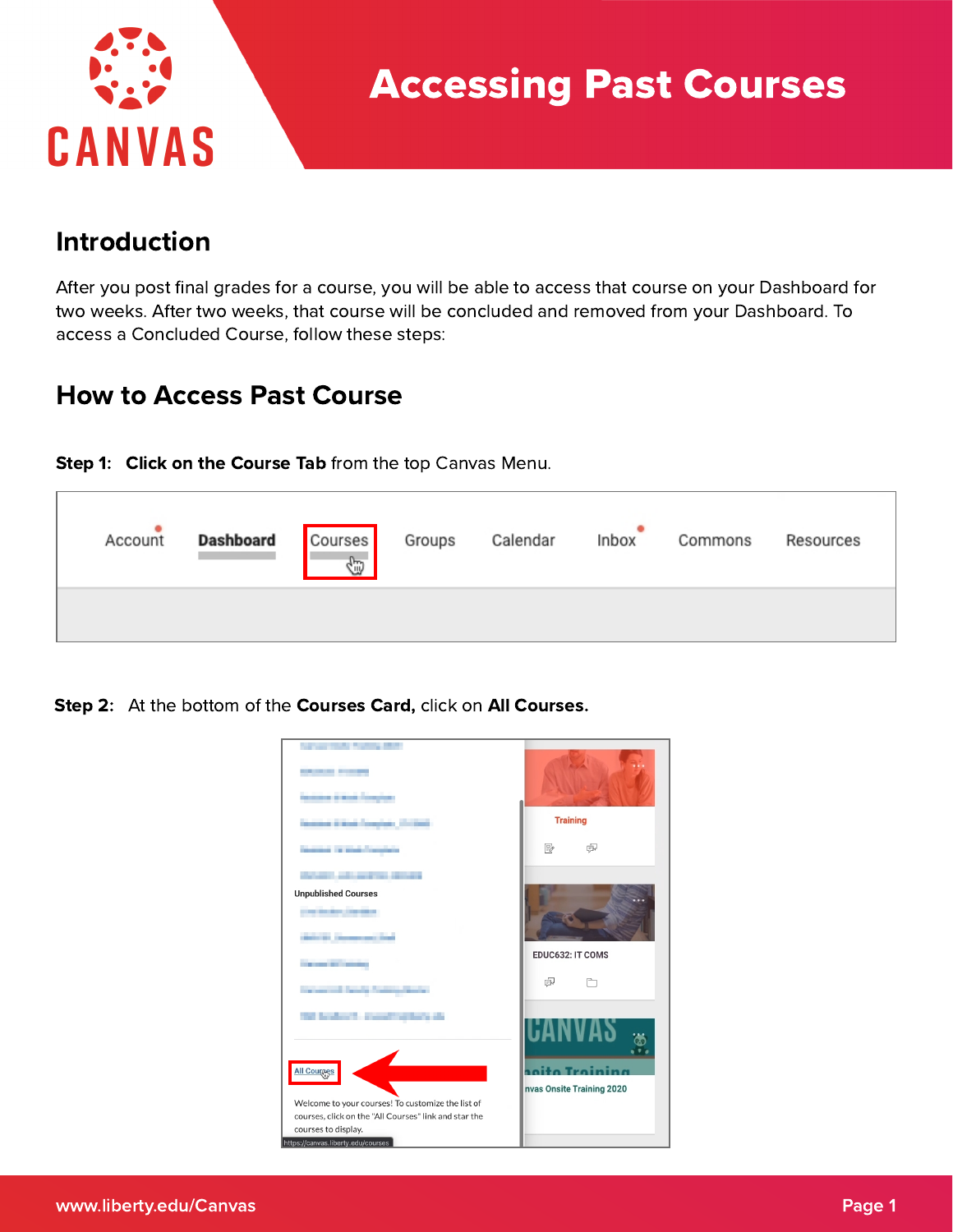# Accessing Past Courses

## Introduction

After you post final grades for a course, you will be able to access that course on your Dashboard for two weeks. After two weeks, that course will be concluded and removed from your Dashboard. To access a Concluded Course, follow these steps:

## How to Access Past Course

**Step 1:** **Click on the Course Tab** from the top Canvas Menu.

**Step 2:** At the bottom of the **Courses Card,** click on **All Courses.**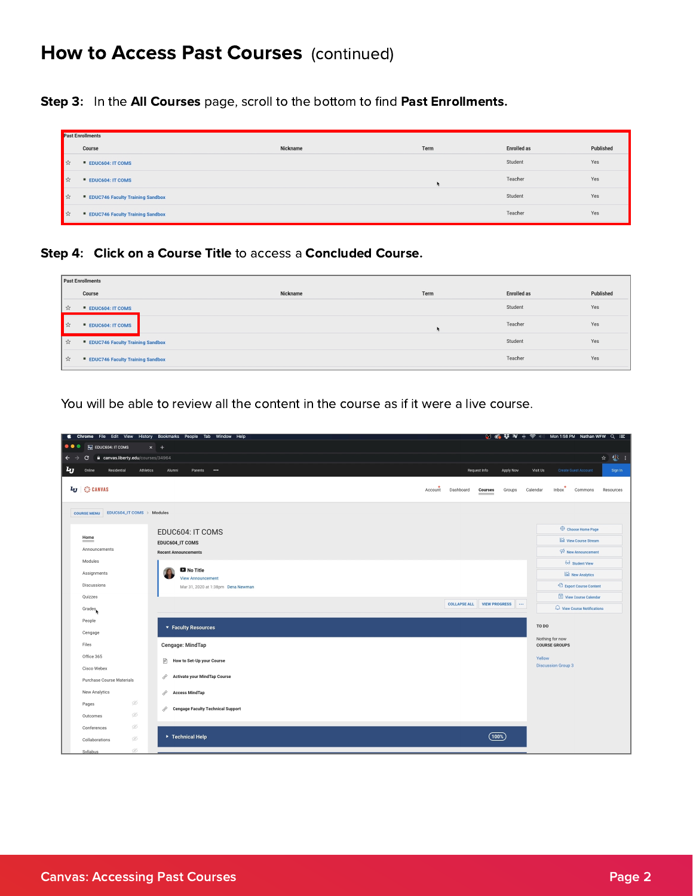# How to Access Past Courses (continued)

**Step 3:** In the **All Courses** page, scroll to the bottom to find **Past Enrollments.**

Past Enrollments

| | Course | Nickname | Term | Enrolled as | Published |
|---|---|---|---|---|---|
| ☆ | EDUC604: IT COMS | | | Student | Yes |
| ☆ | EDUC604: IT COMS | | | Teacher | Yes |
| ☆ | EDUC746 Faculty Training Sandbox | | | Student | Yes |
| ☆ | EDUC746 Faculty Training Sandbox | | | Teacher | Yes |

**Step 4: Click on a Course Title** to access a **Concluded Course.**

Past Enrollments

| | Course | Nickname | Term | Enrolled as | Published |
|---|---|---|---|---|---|
| ☆ | EDUC604: IT COMS | | | Student | Yes |
| ☆ | EDUC604: IT COMS | | | Teacher | Yes |
| ☆ | EDUC746 Faculty Training Sandbox | | | Student | Yes |
| ☆ | EDUC746 Faculty Training Sandbox | | | Teacher | Yes |

You will be able to review all the content in the course as if it were a live course.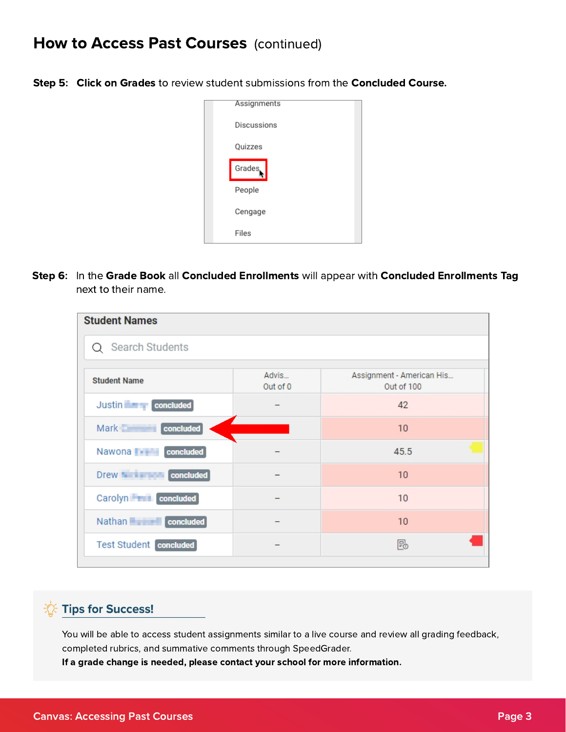## How to Access Past Courses (continued)

**Step 5:** **Click on Grades** to review student submissions from the **Concluded Course.**

Assignments

Discussions

Quizzes

Grades

People

Cengage

Files

**Step 6:** In the **Grade Book** all **Concluded Enrollments** will appear with **Concluded Enrollments Tag** next to their name.

Student Names

Search Students

| Student Name | Advis... Out of 0 | Assignment - American His... Out of 100 |
|---|---|---|
| Justin concluded | – | 42 |
| Mark concluded | | 10 |
| Nawona concluded | – | 45.5 |
| Drew concluded | – | 10 |
| Carolyn concluded | – | 10 |
| Nathan concluded | – | 10 |
| Test Student concluded | – | |

### Tips for Success!

You will be able to access student assignments similar to a live course and review all grading feedback, completed rubrics, and summative comments through SpeedGrader.
**If a grade change is needed, please contact your school for more information.**